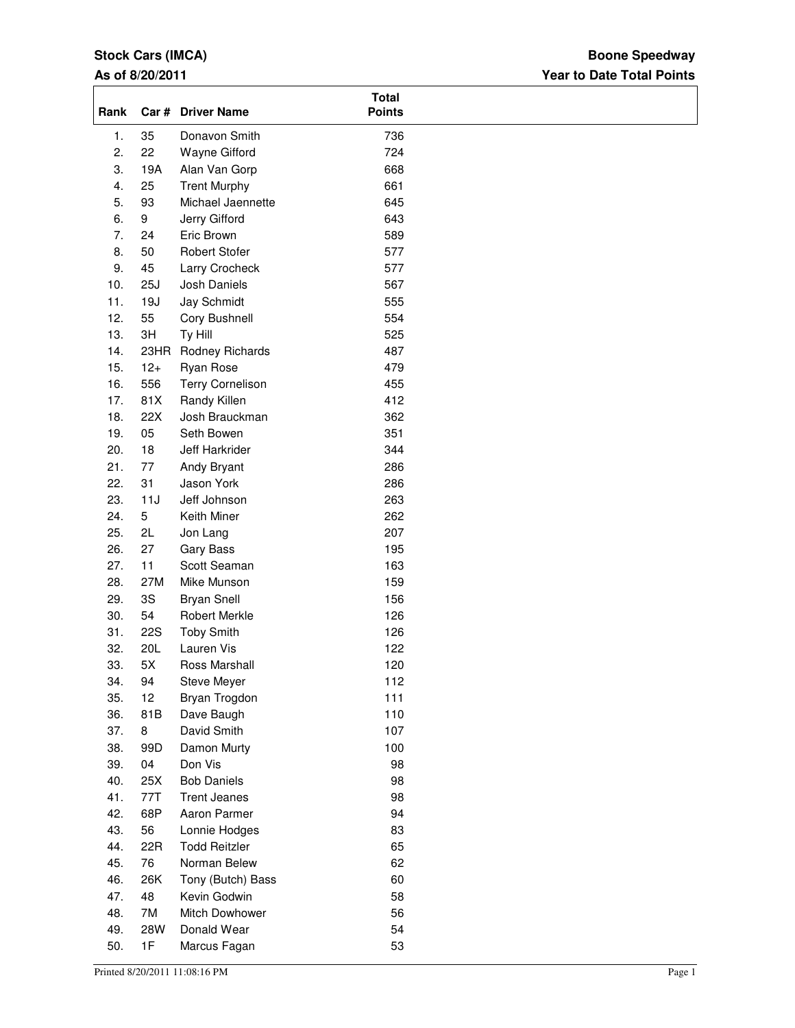**Stock Cars (IMCA)**

**As of 8/20/2011**

**Boone Speedway**

**Year to Date Total Points**

| Rank | Car # | Driver Name | Total Points |
|---|---|---|---|
| 1. | 35 | Donavon Smith | 736 |
| 2. | 22 | Wayne Gifford | 724 |
| 3. | 19A | Alan Van Gorp | 668 |
| 4. | 25 | Trent Murphy | 661 |
| 5. | 93 | Michael Jaennette | 645 |
| 6. | 9 | Jerry Gifford | 643 |
| 7. | 24 | Eric Brown | 589 |
| 8. | 50 | Robert Stofer | 577 |
| 9. | 45 | Larry Crocheck | 577 |
| 10. | 25J | Josh Daniels | 567 |
| 11. | 19J | Jay Schmidt | 555 |
| 12. | 55 | Cory Bushnell | 554 |
| 13. | 3H | Ty Hill | 525 |
| 14. | 23HR | Rodney Richards | 487 |
| 15. | 12+ | Ryan Rose | 479 |
| 16. | 556 | Terry Cornelison | 455 |
| 17. | 81X | Randy Killen | 412 |
| 18. | 22X | Josh Brauckman | 362 |
| 19. | 05 | Seth Bowen | 351 |
| 20. | 18 | Jeff Harkrider | 344 |
| 21. | 77 | Andy Bryant | 286 |
| 22. | 31 | Jason York | 286 |
| 23. | 11J | Jeff Johnson | 263 |
| 24. | 5 | Keith Miner | 262 |
| 25. | 2L | Jon Lang | 207 |
| 26. | 27 | Gary Bass | 195 |
| 27. | 11 | Scott Seaman | 163 |
| 28. | 27M | Mike Munson | 159 |
| 29. | 3S | Bryan Snell | 156 |
| 30. | 54 | Robert Merkle | 126 |
| 31. | 22S | Toby Smith | 126 |
| 32. | 20L | Lauren Vis | 122 |
| 33. | 5X | Ross Marshall | 120 |
| 34. | 94 | Steve Meyer | 112 |
| 35. | 12 | Bryan Trogdon | 111 |
| 36. | 81B | Dave Baugh | 110 |
| 37. | 8 | David Smith | 107 |
| 38. | 99D | Damon Murty | 100 |
| 39. | 04 | Don Vis | 98 |
| 40. | 25X | Bob Daniels | 98 |
| 41. | 77T | Trent Jeanes | 98 |
| 42. | 68P | Aaron Parmer | 94 |
| 43. | 56 | Lonnie Hodges | 83 |
| 44. | 22R | Todd Reitzler | 65 |
| 45. | 76 | Norman Belew | 62 |
| 46. | 26K | Tony (Butch) Bass | 60 |
| 47. | 48 | Kevin Godwin | 58 |
| 48. | 7M | Mitch Dowhower | 56 |
| 49. | 28W | Donald Wear | 54 |
| 50. | 1F | Marcus Fagan | 53 |

Printed 8/20/2011 11:08:16 PM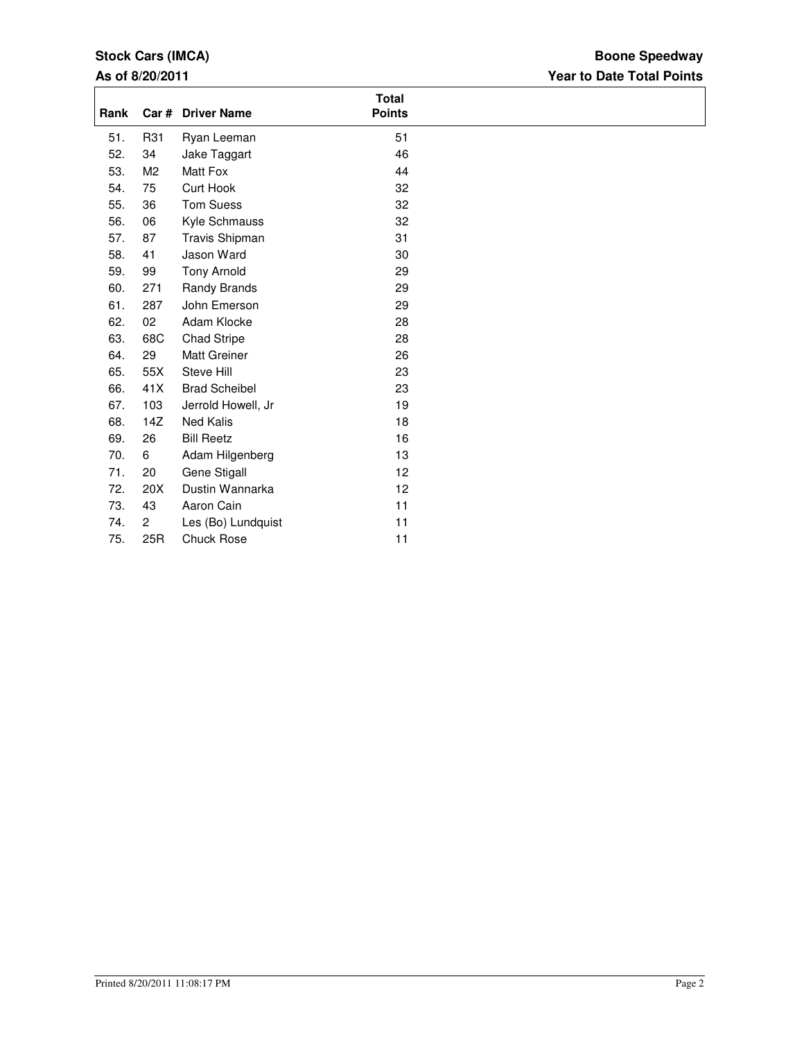**Stock Cars (IMCA)**

**As of 8/20/2011**

**Boone Speedway**

**Year to Date Total Points**

| Rank | Car # | Driver Name | Total Points |
|---|---|---|---|
| 51. | R31 | Ryan Leeman | 51 |
| 52. | 34 | Jake Taggart | 46 |
| 53. | M2 | Matt Fox | 44 |
| 54. | 75 | Curt Hook | 32 |
| 55. | 36 | Tom Suess | 32 |
| 56. | 06 | Kyle Schmauss | 32 |
| 57. | 87 | Travis Shipman | 31 |
| 58. | 41 | Jason Ward | 30 |
| 59. | 99 | Tony Arnold | 29 |
| 60. | 271 | Randy Brands | 29 |
| 61. | 287 | John Emerson | 29 |
| 62. | 02 | Adam Klocke | 28 |
| 63. | 68C | Chad Stripe | 28 |
| 64. | 29 | Matt Greiner | 26 |
| 65. | 55X | Steve Hill | 23 |
| 66. | 41X | Brad Scheibel | 23 |
| 67. | 103 | Jerrold Howell, Jr | 19 |
| 68. | 14Z | Ned Kalis | 18 |
| 69. | 26 | Bill Reetz | 16 |
| 70. | 6 | Adam Hilgenberg | 13 |
| 71. | 20 | Gene Stigall | 12 |
| 72. | 20X | Dustin Wannarka | 12 |
| 73. | 43 | Aaron Cain | 11 |
| 74. | 2 | Les (Bo) Lundquist | 11 |
| 75. | 25R | Chuck Rose | 11 |

Printed 8/20/2011 11:08:17 PM